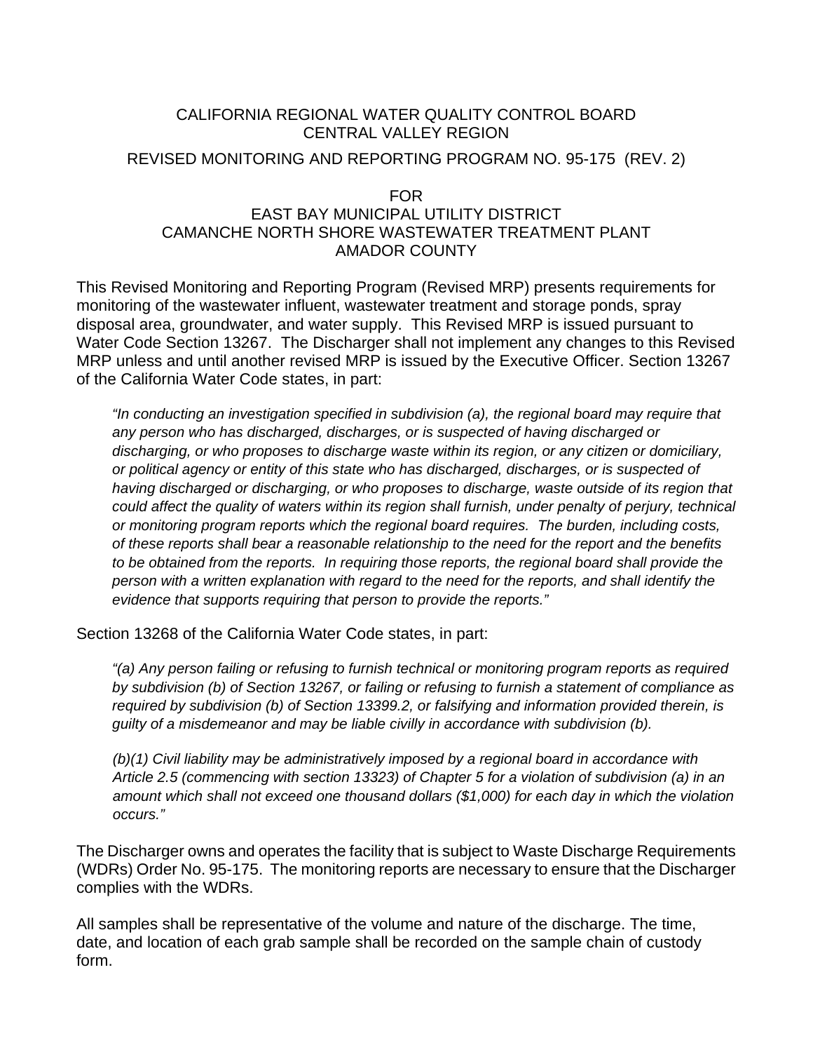# CALIFORNIA REGIONAL WATER QUALITY CONTROL BOARD
# CENTRAL VALLEY REGION

## REVISED MONITORING AND REPORTING PROGRAM NO. 95-175 (REV. 2)

FOR

## EAST BAY MUNICIPAL UTILITY DISTRICT
## CAMANCHE NORTH SHORE WASTEWATER TREATMENT PLANT
## AMADOR COUNTY

This Revised Monitoring and Reporting Program (Revised MRP) presents requirements for monitoring of the wastewater influent, wastewater treatment and storage ponds, spray disposal area, groundwater, and water supply. This Revised MRP is issued pursuant to Water Code Section 13267. The Discharger shall not implement any changes to this Revised MRP unless and until another revised MRP is issued by the Executive Officer. Section 13267 of the California Water Code states, in part:

> *"In conducting an investigation specified in subdivision (a), the regional board may require that any person who has discharged, discharges, or is suspected of having discharged or discharging, or who proposes to discharge waste within its region, or any citizen or domiciliary, or political agency or entity of this state who has discharged, discharges, or is suspected of having discharged or discharging, or who proposes to discharge, waste outside of its region that could affect the quality of waters within its region shall furnish, under penalty of perjury, technical or monitoring program reports which the regional board requires. The burden, including costs, of these reports shall bear a reasonable relationship to the need for the report and the benefits to be obtained from the reports. In requiring those reports, the regional board shall provide the person with a written explanation with regard to the need for the reports, and shall identify the evidence that supports requiring that person to provide the reports."*

Section 13268 of the California Water Code states, in part:

> *"(a) Any person failing or refusing to furnish technical or monitoring program reports as required by subdivision (b) of Section 13267, or failing or refusing to furnish a statement of compliance as required by subdivision (b) of Section 13399.2, or falsifying and information provided therein, is guilty of a misdemeanor and may be liable civilly in accordance with subdivision (b).*
>
> *(b)(1) Civil liability may be administratively imposed by a regional board in accordance with Article 2.5 (commencing with section 13323) of Chapter 5 for a violation of subdivision (a) in an amount which shall not exceed one thousand dollars ($1,000) for each day in which the violation occurs."*

The Discharger owns and operates the facility that is subject to Waste Discharge Requirements (WDRs) Order No. 95-175. The monitoring reports are necessary to ensure that the Discharger complies with the WDRs.

All samples shall be representative of the volume and nature of the discharge. The time, date, and location of each grab sample shall be recorded on the sample chain of custody form.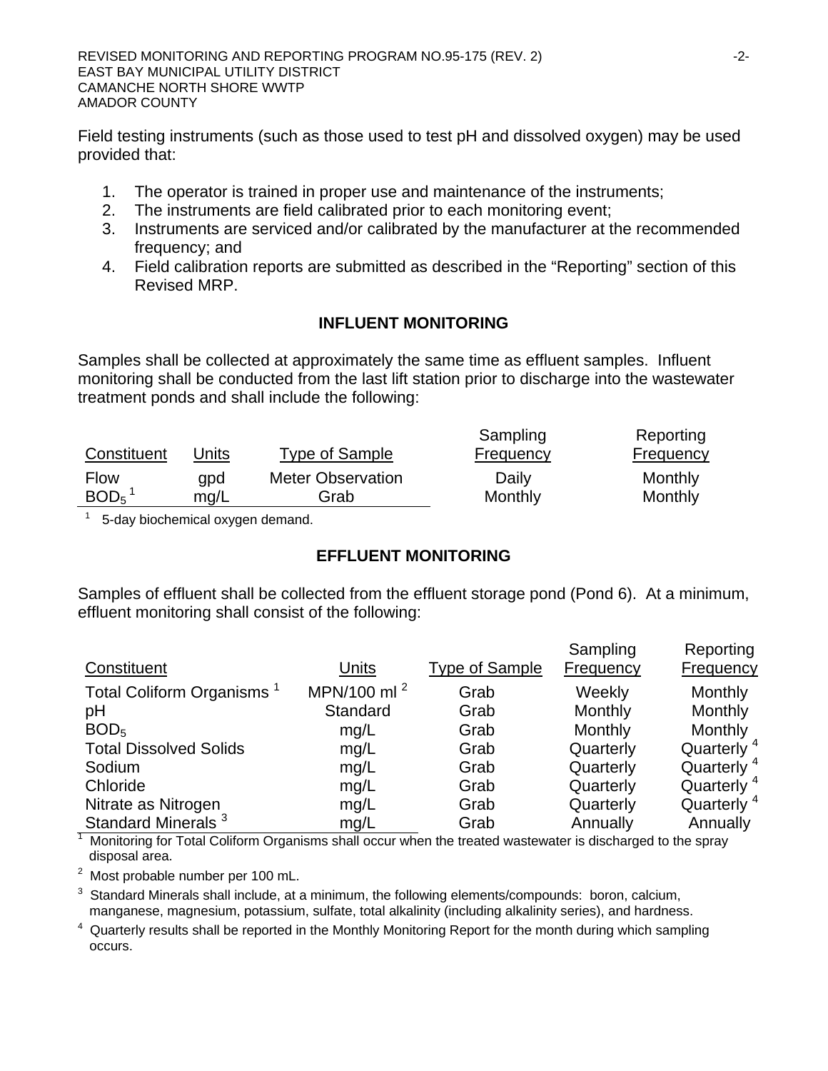Field testing instruments (such as those used to test pH and dissolved oxygen) may be used provided that:

1. The operator is trained in proper use and maintenance of the instruments;
2. The instruments are field calibrated prior to each monitoring event;
3. Instruments are serviced and/or calibrated by the manufacturer at the recommended frequency; and
4. Field calibration reports are submitted as described in the "Reporting" section of this Revised MRP.

## INFLUENT MONITORING

Samples shall be collected at approximately the same time as effluent samples. Influent monitoring shall be conducted from the last lift station prior to discharge into the wastewater treatment ponds and shall include the following:

| Constituent | Units | Type of Sample | Sampling Frequency | Reporting Frequency |
|---|---|---|---|---|
| Flow | gpd | Meter Observation | Daily | Monthly |
| $BOD_5$ [1] | mg/L | Grab | Monthly | Monthly |

[1] 5-day biochemical oxygen demand.

## EFFLUENT MONITORING

Samples of effluent shall be collected from the effluent storage pond (Pond 6). At a minimum, effluent monitoring shall consist of the following:

| Constituent | Units | Type of Sample | Sampling Frequency | Reporting Frequency |
|---|---|---|---|---|
| Total Coliform Organisms [1] | MPN/100 ml [2] | Grab | Weekly | Monthly |
| pH | Standard | Grab | Monthly | Monthly |
| $BOD_5$ | mg/L | Grab | Monthly | Monthly |
| Total Dissolved Solids | mg/L | Grab | Quarterly | Quarterly [4] |
| Sodium | mg/L | Grab | Quarterly | Quarterly [4] |
| Chloride | mg/L | Grab | Quarterly | Quarterly [4] |
| Nitrate as Nitrogen | mg/L | Grab | Quarterly | Quarterly [4] |
| Standard Minerals [3] | mg/L | Grab | Annually | Annually |

[1] Monitoring for Total Coliform Organisms shall occur when the treated wastewater is discharged to the spray disposal area.

[2] Most probable number per 100 mL.

[3] Standard Minerals shall include, at a minimum, the following elements/compounds: boron, calcium, manganese, magnesium, potassium, sulfate, total alkalinity (including alkalinity series), and hardness.

[4] Quarterly results shall be reported in the Monthly Monitoring Report for the month during which sampling occurs.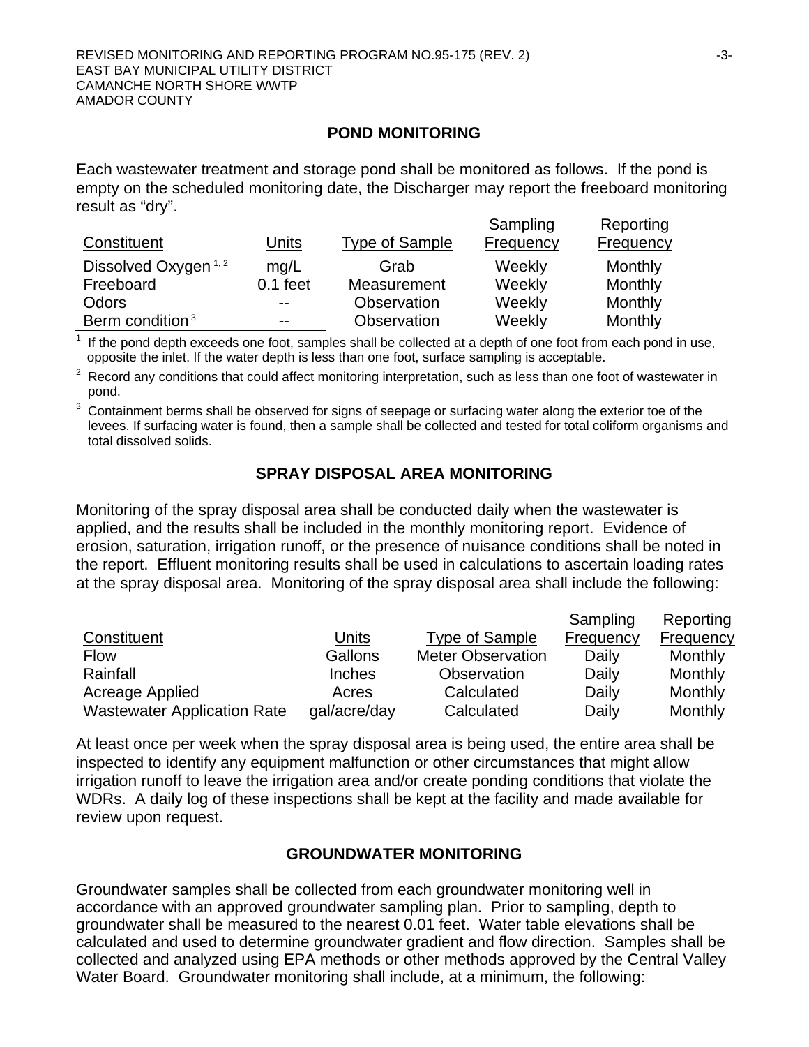## POND MONITORING

Each wastewater treatment and storage pond shall be monitored as follows. If the pond is empty on the scheduled monitoring date, the Discharger may report the freeboard monitoring result as "dry".

| Constituent | Units | Type of Sample | Sampling Frequency | Reporting Frequency |
|---|---|---|---|---|
| Dissolved Oxygen [1, 2] | mg/L | Grab | Weekly | Monthly |
| Freeboard | 0.1 feet | Measurement | Weekly | Monthly |
| Odors | -- | Observation | Weekly | Monthly |
| Berm condition [3] | -- | Observation | Weekly | Monthly |

[1] If the pond depth exceeds one foot, samples shall be collected at a depth of one foot from each pond in use, opposite the inlet. If the water depth is less than one foot, surface sampling is acceptable.

[2] Record any conditions that could affect monitoring interpretation, such as less than one foot of wastewater in pond.

[3] Containment berms shall be observed for signs of seepage or surfacing water along the exterior toe of the levees. If surfacing water is found, then a sample shall be collected and tested for total coliform organisms and total dissolved solids.

## SPRAY DISPOSAL AREA MONITORING

Monitoring of the spray disposal area shall be conducted daily when the wastewater is applied, and the results shall be included in the monthly monitoring report. Evidence of erosion, saturation, irrigation runoff, or the presence of nuisance conditions shall be noted in the report. Effluent monitoring results shall be used in calculations to ascertain loading rates at the spray disposal area. Monitoring of the spray disposal area shall include the following:

| Constituent | Units | Type of Sample | Sampling Frequency | Reporting Frequency |
|---|---|---|---|---|
| Flow | Gallons | Meter Observation | Daily | Monthly |
| Rainfall | Inches | Observation | Daily | Monthly |
| Acreage Applied | Acres | Calculated | Daily | Monthly |
| Wastewater Application Rate | gal/acre/day | Calculated | Daily | Monthly |

At least once per week when the spray disposal area is being used, the entire area shall be inspected to identify any equipment malfunction or other circumstances that might allow irrigation runoff to leave the irrigation area and/or create ponding conditions that violate the WDRs. A daily log of these inspections shall be kept at the facility and made available for review upon request.

## GROUNDWATER MONITORING

Groundwater samples shall be collected from each groundwater monitoring well in accordance with an approved groundwater sampling plan. Prior to sampling, depth to groundwater shall be measured to the nearest 0.01 feet. Water table elevations shall be calculated and used to determine groundwater gradient and flow direction. Samples shall be collected and analyzed using EPA methods or other methods approved by the Central Valley Water Board. Groundwater monitoring shall include, at a minimum, the following: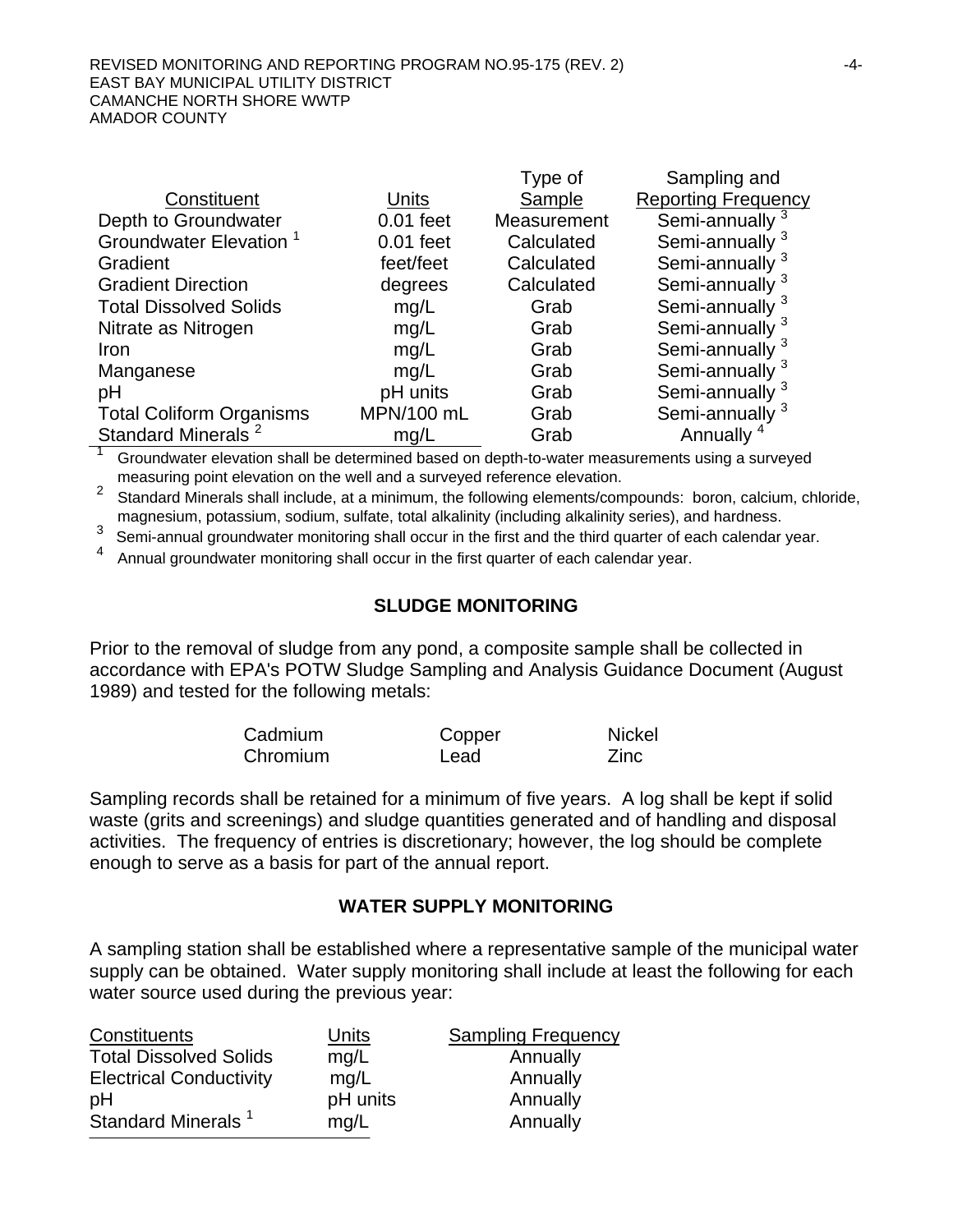| Constituent | Units | Type of Sample | Sampling and Reporting Frequency |
|---|---|---|---|
| Depth to Groundwater | 0.01 feet | Measurement | Semi-annually [3] |
| Groundwater Elevation [1] | 0.01 feet | Calculated | Semi-annually [3] |
| Gradient | feet/feet | Calculated | Semi-annually [3] |
| Gradient Direction | degrees | Calculated | Semi-annually [3] |
| Total Dissolved Solids | mg/L | Grab | Semi-annually [3] |
| Nitrate as Nitrogen | mg/L | Grab | Semi-annually [3] |
| Iron | mg/L | Grab | Semi-annually [3] |
| Manganese | mg/L | Grab | Semi-annually [3] |
| pH | pH units | Grab | Semi-annually [3] |
| Total Coliform Organisms | MPN/100 mL | Grab | Semi-annually [3] |
| Standard Minerals [2] | mg/L | Grab | Annually [4] |

[1] Groundwater elevation shall be determined based on depth-to-water measurements using a surveyed measuring point elevation on the well and a surveyed reference elevation.

[2] Standard Minerals shall include, at a minimum, the following elements/compounds: boron, calcium, chloride, magnesium, potassium, sodium, sulfate, total alkalinity (including alkalinity series), and hardness.

[3] Semi-annual groundwater monitoring shall occur in the first and the third quarter of each calendar year.

[4] Annual groundwater monitoring shall occur in the first quarter of each calendar year.

## SLUDGE MONITORING

Prior to the removal of sludge from any pond, a composite sample shall be collected in accordance with EPA's POTW Sludge Sampling and Analysis Guidance Document (August 1989) and tested for the following metals:

| | | |
|---|---|---|
| Cadmium | Copper | Nickel |
| Chromium | Lead | Zinc |

Sampling records shall be retained for a minimum of five years. A log shall be kept if solid waste (grits and screenings) and sludge quantities generated and of handling and disposal activities. The frequency of entries is discretionary; however, the log should be complete enough to serve as a basis for part of the annual report.

## WATER SUPPLY MONITORING

A sampling station shall be established where a representative sample of the municipal water supply can be obtained. Water supply monitoring shall include at least the following for each water source used during the previous year:

| Constituents | Units | Sampling Frequency |
|---|---|---|
| Total Dissolved Solids | mg/L | Annually |
| Electrical Conductivity | mg/L | Annually |
| pH | pH units | Annually |
| Standard Minerals [1] | mg/L | Annually |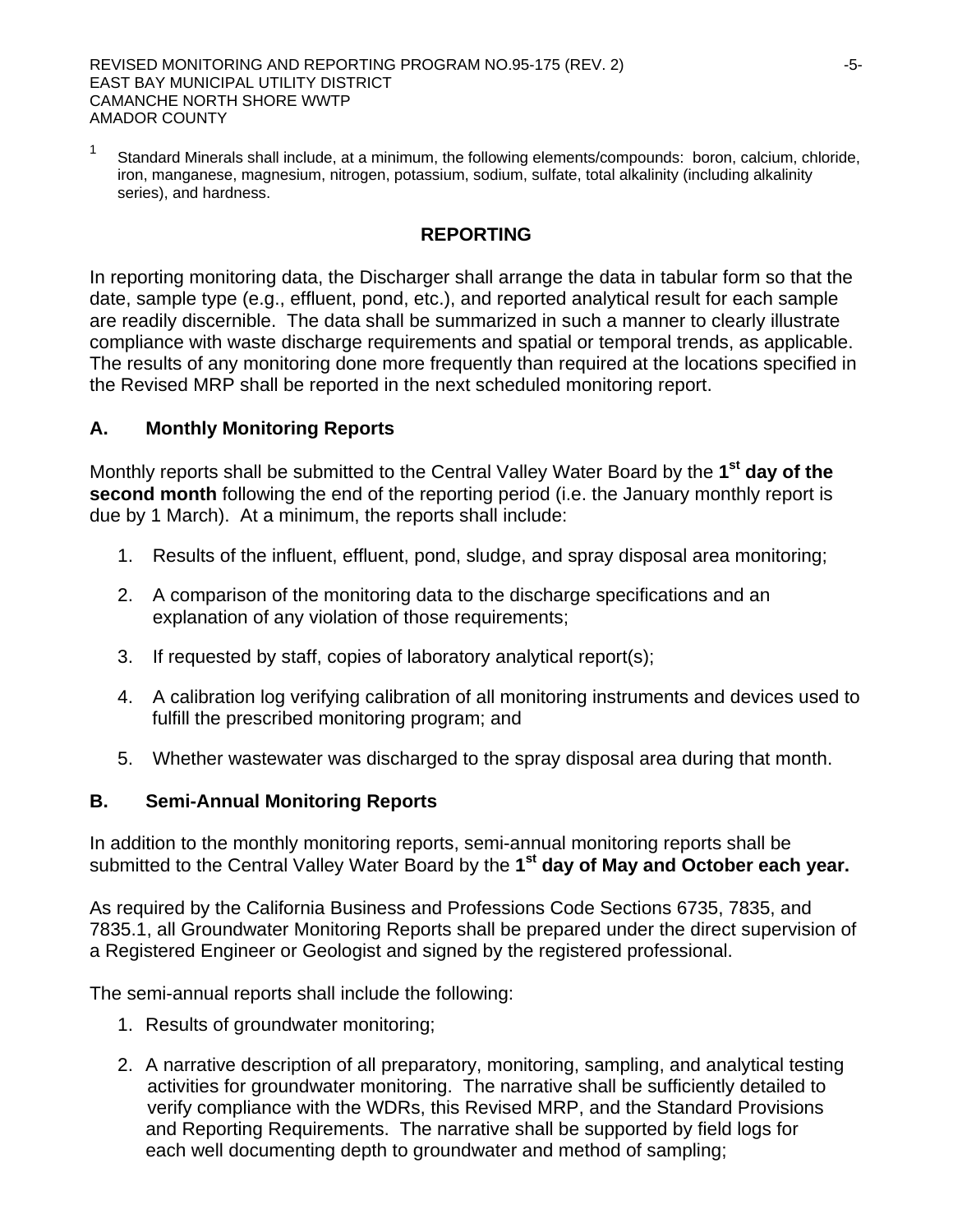[1] Standard Minerals shall include, at a minimum, the following elements/compounds: boron, calcium, chloride, iron, manganese, magnesium, nitrogen, potassium, sodium, sulfate, total alkalinity (including alkalinity series), and hardness.

## REPORTING

In reporting monitoring data, the Discharger shall arrange the data in tabular form so that the date, sample type (e.g., effluent, pond, etc.), and reported analytical result for each sample are readily discernible. The data shall be summarized in such a manner to clearly illustrate compliance with waste discharge requirements and spatial or temporal trends, as applicable. The results of any monitoring done more frequently than required at the locations specified in the Revised MRP shall be reported in the next scheduled monitoring report.

### A. Monthly Monitoring Reports

Monthly reports shall be submitted to the Central Valley Water Board by the **1st day of the second month** following the end of the reporting period (i.e. the January monthly report is due by 1 March). At a minimum, the reports shall include:

1. Results of the influent, effluent, pond, sludge, and spray disposal area monitoring;
2. A comparison of the monitoring data to the discharge specifications and an explanation of any violation of those requirements;
3. If requested by staff, copies of laboratory analytical report(s);
4. A calibration log verifying calibration of all monitoring instruments and devices used to fulfill the prescribed monitoring program; and
5. Whether wastewater was discharged to the spray disposal area during that month.

### B. Semi-Annual Monitoring Reports

In addition to the monthly monitoring reports, semi-annual monitoring reports shall be submitted to the Central Valley Water Board by the **1st day of May and October each year.**

As required by the California Business and Professions Code Sections 6735, 7835, and 7835.1, all Groundwater Monitoring Reports shall be prepared under the direct supervision of a Registered Engineer or Geologist and signed by the registered professional.

The semi-annual reports shall include the following:

1. Results of groundwater monitoring;
2. A narrative description of all preparatory, monitoring, sampling, and analytical testing activities for groundwater monitoring. The narrative shall be sufficiently detailed to verify compliance with the WDRs, this Revised MRP, and the Standard Provisions and Reporting Requirements. The narrative shall be supported by field logs for each well documenting depth to groundwater and method of sampling;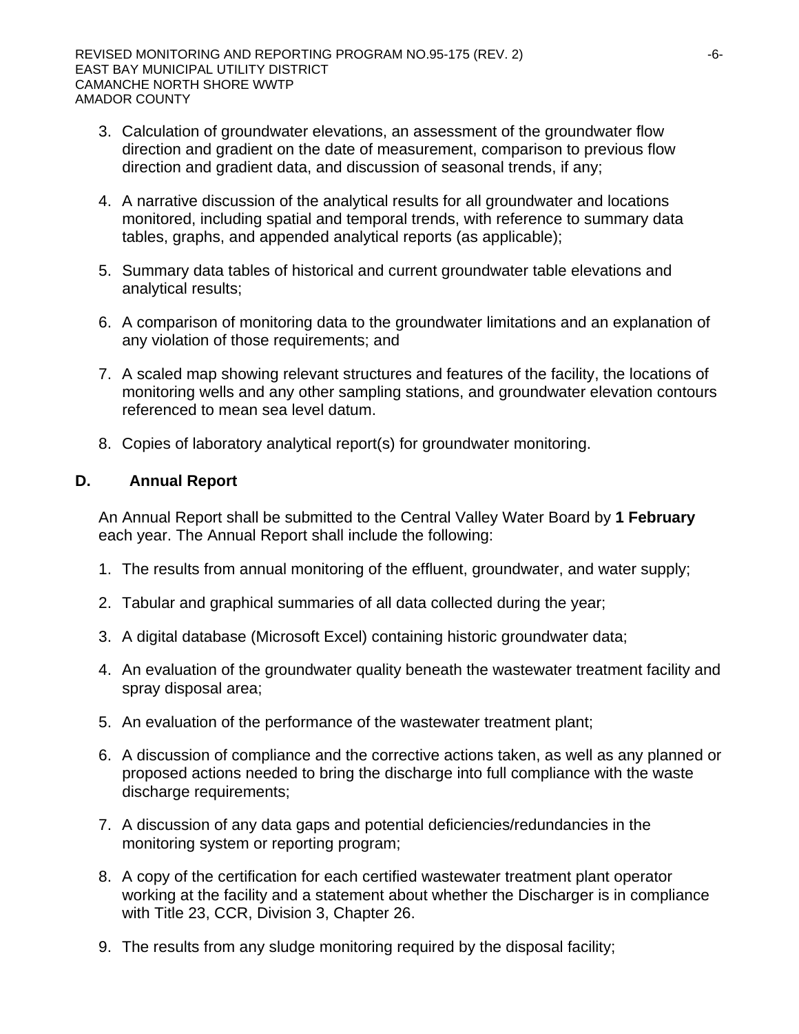3. Calculation of groundwater elevations, an assessment of the groundwater flow direction and gradient on the date of measurement, comparison to previous flow direction and gradient data, and discussion of seasonal trends, if any;

4. A narrative discussion of the analytical results for all groundwater and locations monitored, including spatial and temporal trends, with reference to summary data tables, graphs, and appended analytical reports (as applicable);

5. Summary data tables of historical and current groundwater table elevations and analytical results;

6. A comparison of monitoring data to the groundwater limitations and an explanation of any violation of those requirements; and

7. A scaled map showing relevant structures and features of the facility, the locations of monitoring wells and any other sampling stations, and groundwater elevation contours referenced to mean sea level datum.

8. Copies of laboratory analytical report(s) for groundwater monitoring.

## D. Annual Report

An Annual Report shall be submitted to the Central Valley Water Board by **1 February** each year. The Annual Report shall include the following:

1. The results from annual monitoring of the effluent, groundwater, and water supply;

2. Tabular and graphical summaries of all data collected during the year;

3. A digital database (Microsoft Excel) containing historic groundwater data;

4. An evaluation of the groundwater quality beneath the wastewater treatment facility and spray disposal area;

5. An evaluation of the performance of the wastewater treatment plant;

6. A discussion of compliance and the corrective actions taken, as well as any planned or proposed actions needed to bring the discharge into full compliance with the waste discharge requirements;

7. A discussion of any data gaps and potential deficiencies/redundancies in the monitoring system or reporting program;

8. A copy of the certification for each certified wastewater treatment plant operator working at the facility and a statement about whether the Discharger is in compliance with Title 23, CCR, Division 3, Chapter 26.

9. The results from any sludge monitoring required by the disposal facility;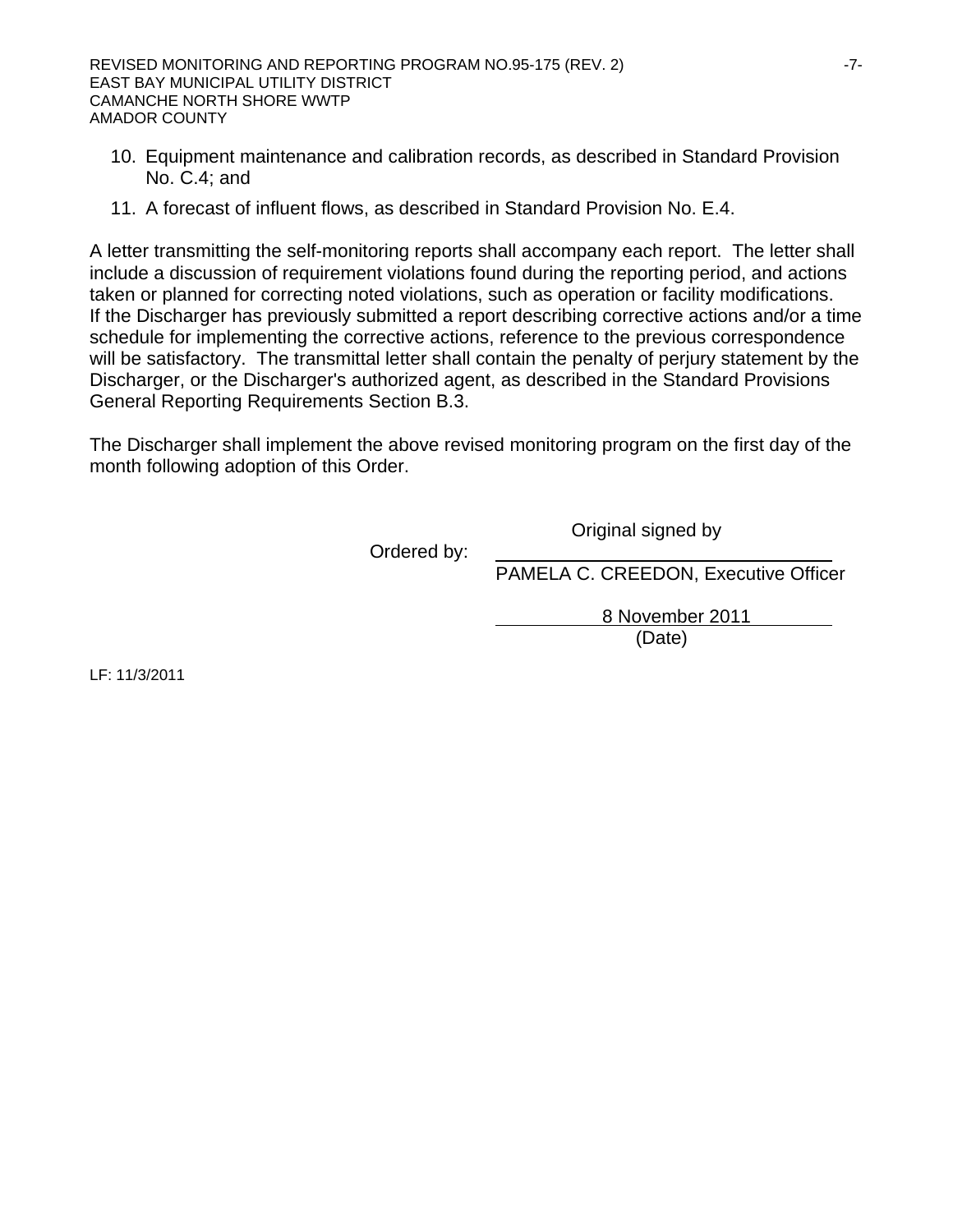10. Equipment maintenance and calibration records, as described in Standard Provision No. C.4; and

11. A forecast of influent flows, as described in Standard Provision No. E.4.

A letter transmitting the self-monitoring reports shall accompany each report. The letter shall include a discussion of requirement violations found during the reporting period, and actions taken or planned for correcting noted violations, such as operation or facility modifications. If the Discharger has previously submitted a report describing corrective actions and/or a time schedule for implementing the corrective actions, reference to the previous correspondence will be satisfactory. The transmittal letter shall contain the penalty of perjury statement by the Discharger, or the Discharger's authorized agent, as described in the Standard Provisions General Reporting Requirements Section B.3.

The Discharger shall implement the above revised monitoring program on the first day of the month following adoption of this Order.

Original signed by

Ordered by: ______________________________

PAMELA C. CREEDON, Executive Officer

8 November 2011

(Date)

LF: 11/3/2011